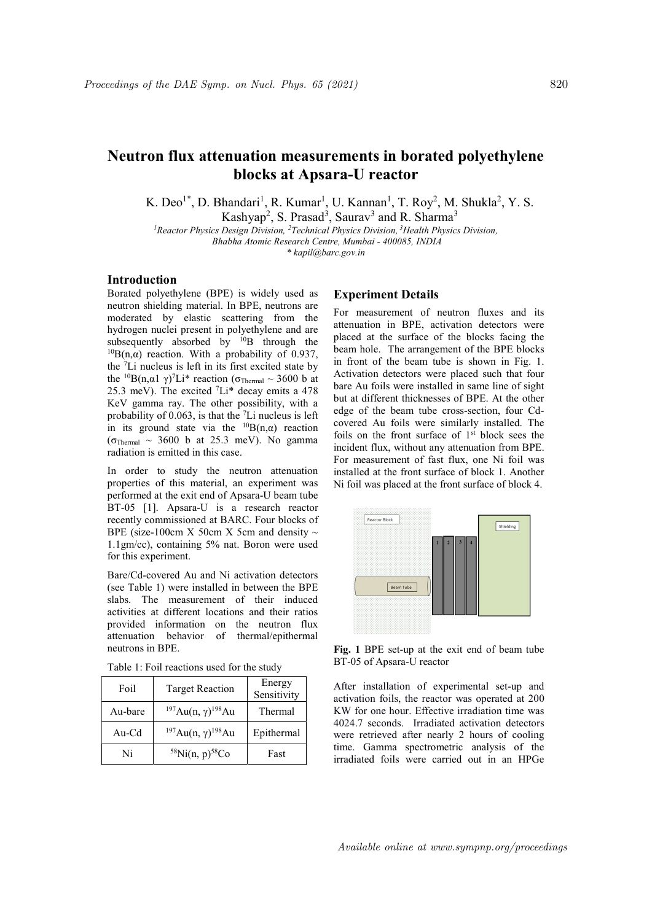# Neutron flux attenuation measurements in borated polyethylene blocks at Apsara-U reactor

K. Deo[1*], D. Bhandari[1], R. Kumar[1], U. Kannan[1], T. Roy[2], M. Shukla[2], Y. S. Kashyap[2], S. Prasad[3], Saurav[3] and R. Sharma[3]

[1]Reactor Physics Design Division, [2]Technical Physics Division, [3]Health Physics Division, Bhabha Atomic Research Centre, Mumbai - 400085, INDIA

* kapil@barc.gov.in

## Introduction

Borated polyethylene (BPE) is widely used as neutron shielding material. In BPE, neutrons are moderated by elastic scattering from the hydrogen nuclei present in polyethylene and are subsequently absorbed by $^{10}$B through the $^{10}B(n,\alpha)$ reaction. With a probability of 0.937, the $^{7}$Li nucleus is left in its first excited state by the $^{10}B(n,\alpha 1\ \gamma)^{7}Li^{*}$ reaction ($\sigma_{Thermal} \sim 3600$ b at 25.3 meV). The excited $^{7}Li^{*}$ decay emits a 478 KeV gamma ray. The other possibility, with a probability of 0.063, is that the $^{7}$Li nucleus is left in its ground state via the $^{10}B(n,\alpha)$ reaction ($\sigma_{Thermal} \sim 3600$ b at 25.3 meV). No gamma radiation is emitted in this case.

In order to study the neutron attenuation properties of this material, an experiment was performed at the exit end of Apsara-U beam tube BT-05 [1]. Apsara-U is a research reactor recently commissioned at BARC. Four blocks of BPE (size-100cm X 50cm X 5cm and density ~ 1.1gm/cc), containing 5% nat. Boron were used for this experiment.

Bare/Cd-covered Au and Ni activation detectors (see Table 1) were installed in between the BPE slabs. The measurement of their induced activities at different locations and their ratios provided information on the neutron flux attenuation behavior of thermal/epithermal neutrons in BPE.

Table 1: Foil reactions used for the study

| Foil | Target Reaction | Energy Sensitivity |
|---|---|---|
| Au-bare | $^{197}Au(n,\gamma)^{198}Au$ | Thermal |
| Au-Cd | $^{197}Au(n,\gamma)^{198}Au$ | Epithermal |
| Ni | $^{58}Ni(n,p)^{58}Co$ | Fast |

## Experiment Details

For measurement of neutron fluxes and its attenuation in BPE, activation detectors were placed at the surface of the blocks facing the beam hole. The arrangement of the BPE blocks in front of the beam tube is shown in Fig. 1. Activation detectors were placed such that four bare Au foils were installed in same line of sight but at different thicknesses of BPE. At the other edge of the beam tube cross-section, four Cd-covered Au foils were similarly installed. The foils on the front surface of 1[st] block sees the incident flux, without any attenuation from BPE. For measurement of fast flux, one Ni foil was installed at the front surface of block 1. Another Ni foil was placed at the front surface of block 4.

**Fig. 1** BPE set-up at the exit end of beam tube BT-05 of Apsara-U reactor

After installation of experimental set-up and activation foils, the reactor was operated at 200 KW for one hour. Effective irradiation time was 4024.7 seconds. Irradiated activation detectors were retrieved after nearly 2 hours of cooling time. Gamma spectrometric analysis of the irradiated foils were carried out in an HPGe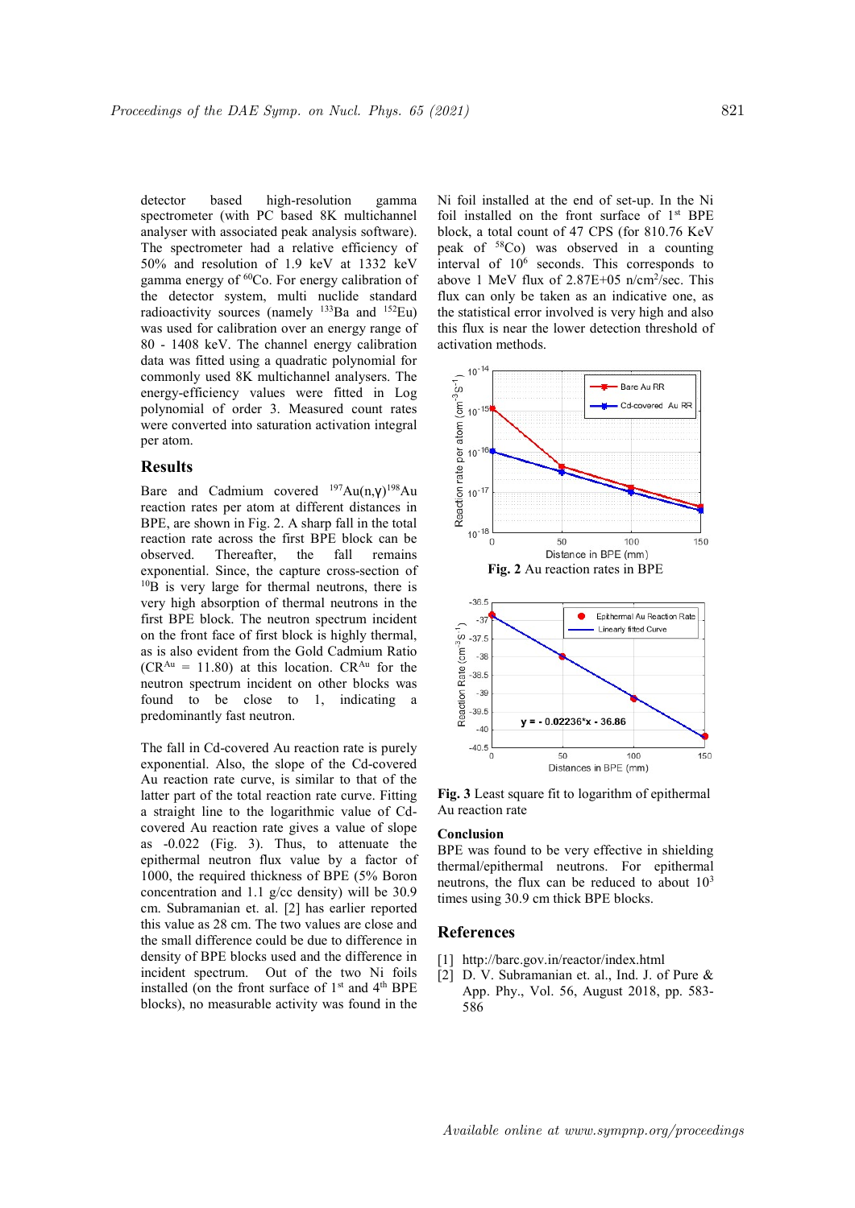detector based high-resolution gamma spectrometer (with PC based 8K multichannel analyser with associated peak analysis software). The spectrometer had a relative efficiency of 50% and resolution of 1.9 keV at 1332 keV gamma energy of $^{60}$Co. For energy calibration of the detector system, multi nuclide standard radioactivity sources (namely $^{133}$Ba and $^{152}$Eu) was used for calibration over an energy range of 80 - 1408 keV. The channel energy calibration data was fitted using a quadratic polynomial for commonly used 8K multichannel analysers. The energy-efficiency values were fitted in Log polynomial of order 3. Measured count rates were converted into saturation activation integral per atom.

## Results

Bare and Cadmium covered $^{197}$Au(n,γ)$^{198}$Au reaction rates per atom at different distances in BPE, are shown in Fig. 2. A sharp fall in the total reaction rate across the first BPE block can be observed. Thereafter, the fall remains exponential. Since, the capture cross-section of $^{10}$B is very large for thermal neutrons, there is very high absorption of thermal neutrons in the first BPE block. The neutron spectrum incident on the front face of first block is highly thermal, as is also evident from the Gold Cadmium Ratio ($CR^{Au}$ = 11.80) at this location. $CR^{Au}$ for the neutron spectrum incident on other blocks was found to be close to 1, indicating a predominantly fast neutron.

The fall in Cd-covered Au reaction rate is purely exponential. Also, the slope of the Cd-covered Au reaction rate curve, is similar to that of the latter part of the total reaction rate curve. Fitting a straight line to the logarithmic value of Cd-covered Au reaction rate gives a value of slope as -0.022 (Fig. 3). Thus, to attenuate the epithermal neutron flux value by a factor of 1000, the required thickness of BPE (5% Boron concentration and 1.1 g/cc density) will be 30.9 cm. Subramanian et. al. [2] has earlier reported this value as 28 cm. The two values are close and the small difference could be due to difference in density of BPE blocks used and the difference in incident spectrum. Out of the two Ni foils installed (on the front surface of 1$^{st}$ and 4$^{th}$ BPE blocks), no measurable activity was found in the Ni foil installed at the end of set-up. In the Ni foil installed on the front surface of 1$^{st}$ BPE block, a total count of 47 CPS (for 810.76 KeV peak of $^{58}$Co) was observed in a counting interval of $10^6$ seconds. This corresponds to above 1 MeV flux of 2.87E+05 n/cm$^2$/sec. This flux can only be taken as an indicative one, as the statistical error involved is very high and also this flux is near the lower detection threshold of activation methods.

Bare Au RR
Cd-covered Au RR
Reaction rate per atom (cm$^{-3}$S$^{-1}$)
Distance in BPE (mm)
$10^{-14}$ $10^{-15}$ $10^{-16}$ $10^{-17}$ $10^{-18}$
0 50 100 150

**Fig. 2** Au reaction rates in BPE

Epithermal Au Reaction Rate
Linearly fitted Curve
Reaction Rate (cm$^{-3}$S$^{-1}$)
Distances in BPE (mm)
y = - 0.02236*x - 36.86
-36.5 -37 -37.5 -38 -38.5 -39 -39.5 -40 -40.5
0 50 100 150

**Fig. 3** Least square fit to logarithm of epithermal Au reaction rate

## Conclusion

BPE was found to be very effective in shielding thermal/epithermal neutrons. For epithermal neutrons, the flux can be reduced to about $10^3$ times using 30.9 cm thick BPE blocks.

## References

[1] http://barc.gov.in/reactor/index.html

[2] D. V. Subramanian et. al., Ind. J. of Pure & App. Phy., Vol. 56, August 2018, pp. 583-586